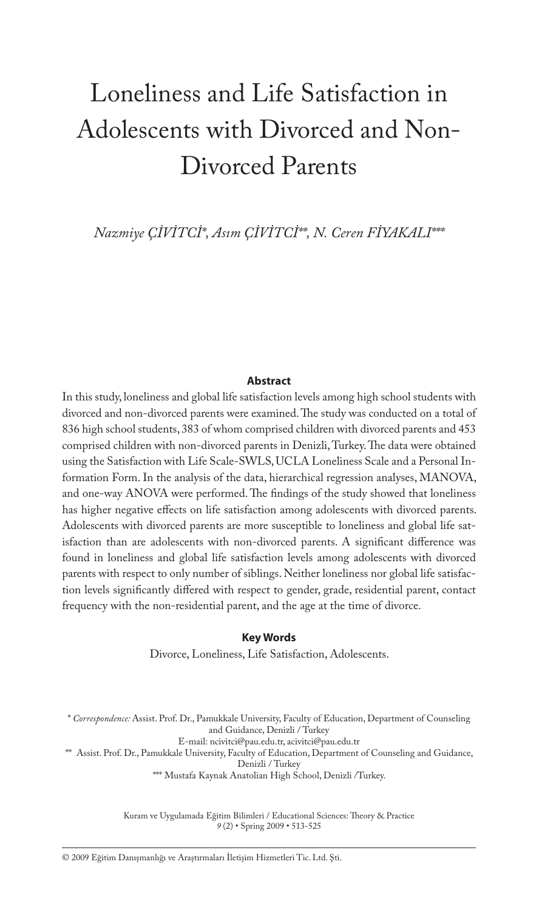# Loneliness and Life Satisfaction in Adolescents with Divorced and Non-Divorced Parents

*Nazmiye ÇİVİTCİ*\*, *Asım ÇİVİTCİ*\*\*, *N. Ceren FİYAKALI*\*\*\*

**Abstract**

In this study, loneliness and global life satisfaction levels among high school students with divorced and non-divorced parents were examined. The study was conducted on a total of 836 high school students, 383 of whom comprised children with divorced parents and 453 comprised children with non-divorced parents in Denizli, Turkey. The data were obtained using the Satisfaction with Life Scale-SWLS, UCLA Loneliness Scale and a Personal Information Form. In the analysis of the data, hierarchical regression analyses, MANOVA, and one-way ANOVA were performed. The findings of the study showed that loneliness has higher negative effects on life satisfaction among adolescents with divorced parents. Adolescents with divorced parents are more susceptible to loneliness and global life satisfaction than are adolescents with non-divorced parents. A significant difference was found in loneliness and global life satisfaction levels among adolescents with divorced parents with respect to only number of siblings. Neither loneliness nor global life satisfaction levels significantly differed with respect to gender, grade, residential parent, contact frequency with the non-residential parent, and the age at the time of divorce.

**Key Words**

Divorce, Loneliness, Life Satisfaction, Adolescents.

\* *Correspondence:* Assist. Prof. Dr., Pamukkale University, Faculty of Education, Department of Counseling and Guidance, Denizli / Turkey
E-mail: ncivitci@pau.edu.tr, acivitci@pau.edu.tr

\*\* Assist. Prof. Dr., Pamukkale University, Faculty of Education, Department of Counseling and Guidance, Denizli / Turkey

\*\*\* Mustafa Kaynak Anatolian High School, Denizli /Turkey.

Kuram ve Uygulamada Eğitim Bilimleri / Educational Sciences: Theory & Practice
*9* (2) • Spring 2009 • 513-525

© 2009 Eğitim Danışmanlığı ve Araştırmaları İletişim Hizmetleri Tic. Ltd. Şti.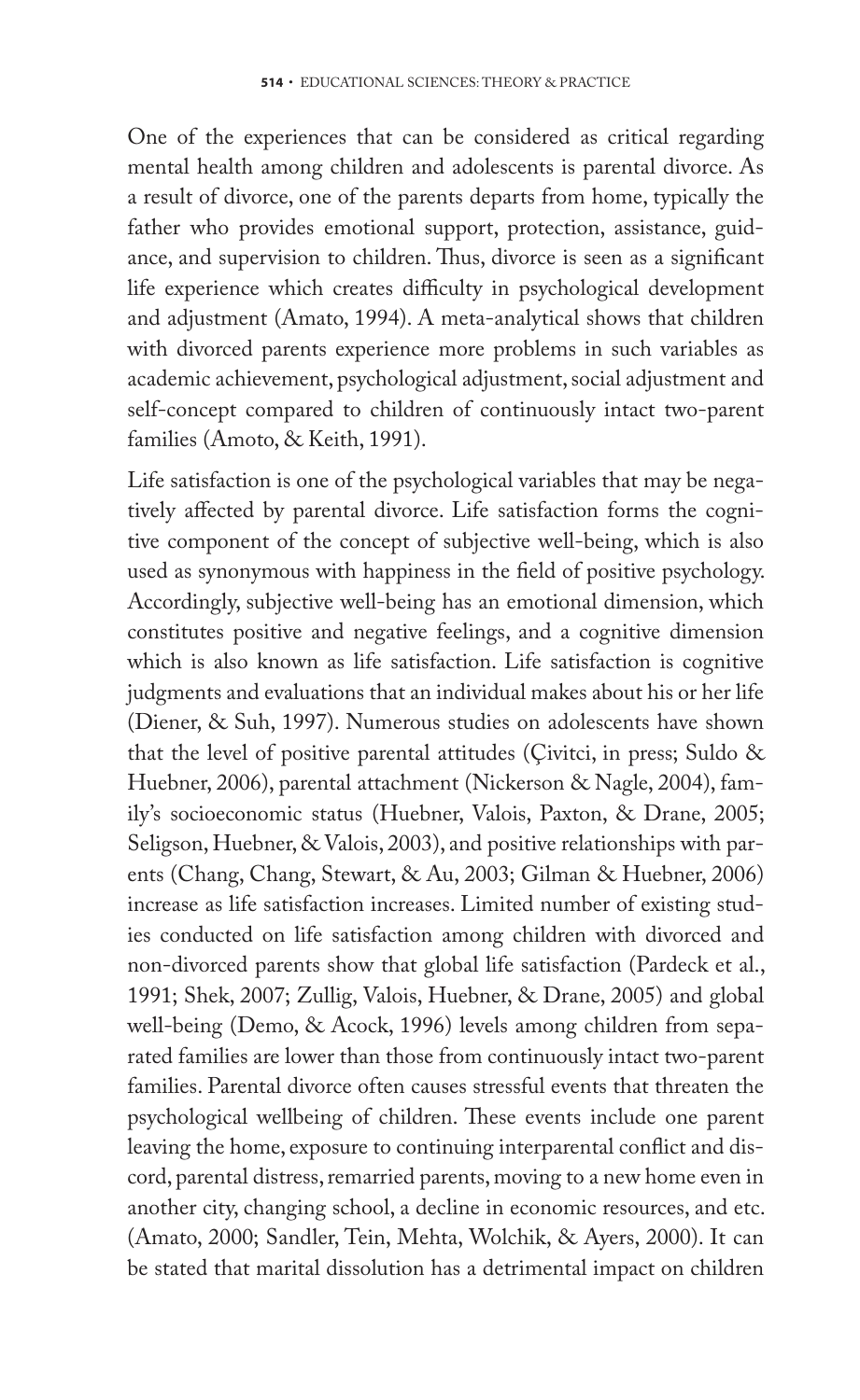One of the experiences that can be considered as critical regarding mental health among children and adolescents is parental divorce. As a result of divorce, one of the parents departs from home, typically the father who provides emotional support, protection, assistance, guidance, and supervision to children. Thus, divorce is seen as a significant life experience which creates difficulty in psychological development and adjustment (Amato, 1994). A meta-analytical shows that children with divorced parents experience more problems in such variables as academic achievement, psychological adjustment, social adjustment and self-concept compared to children of continuously intact two-parent families (Amoto, & Keith, 1991).

Life satisfaction is one of the psychological variables that may be negatively affected by parental divorce. Life satisfaction forms the cognitive component of the concept of subjective well-being, which is also used as synonymous with happiness in the field of positive psychology. Accordingly, subjective well-being has an emotional dimension, which constitutes positive and negative feelings, and a cognitive dimension which is also known as life satisfaction. Life satisfaction is cognitive judgments and evaluations that an individual makes about his or her life (Diener, & Suh, 1997). Numerous studies on adolescents have shown that the level of positive parental attitudes (Çivitci, in press; Suldo & Huebner, 2006), parental attachment (Nickerson & Nagle, 2004), family's socioeconomic status (Huebner, Valois, Paxton, & Drane, 2005; Seligson, Huebner, & Valois, 2003), and positive relationships with parents (Chang, Chang, Stewart, & Au, 2003; Gilman & Huebner, 2006) increase as life satisfaction increases. Limited number of existing studies conducted on life satisfaction among children with divorced and non-divorced parents show that global life satisfaction (Pardeck et al., 1991; Shek, 2007; Zullig, Valois, Huebner, & Drane, 2005) and global well-being (Demo, & Acock, 1996) levels among children from separated families are lower than those from continuously intact two-parent families. Parental divorce often causes stressful events that threaten the psychological wellbeing of children. These events include one parent leaving the home, exposure to continuing interparental conflict and discord, parental distress, remarried parents, moving to a new home even in another city, changing school, a decline in economic resources, and etc. (Amato, 2000; Sandler, Tein, Mehta, Wolchik, & Ayers, 2000). It can be stated that marital dissolution has a detrimental impact on children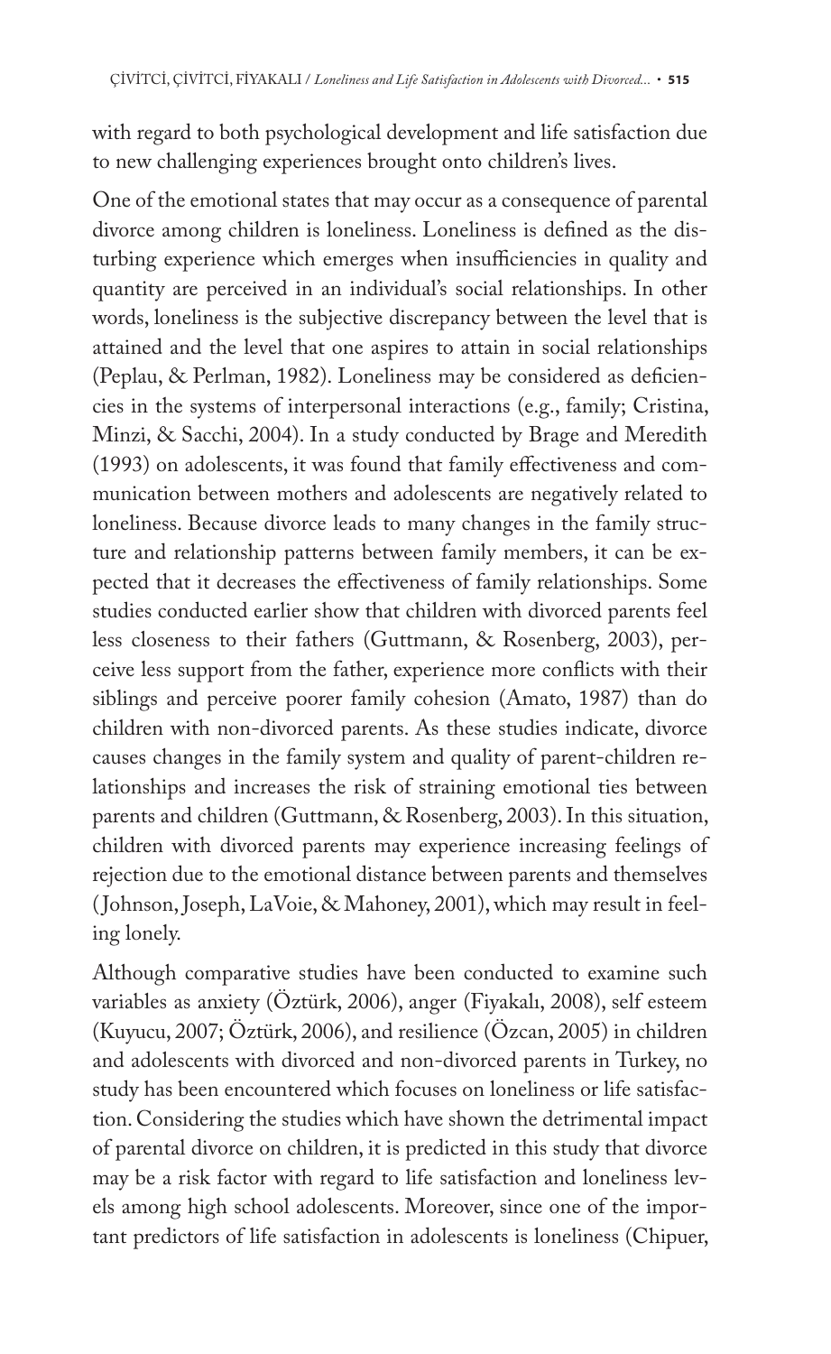with regard to both psychological development and life satisfaction due to new challenging experiences brought onto children's lives.

One of the emotional states that may occur as a consequence of parental divorce among children is loneliness. Loneliness is defined as the disturbing experience which emerges when insufficiencies in quality and quantity are perceived in an individual's social relationships. In other words, loneliness is the subjective discrepancy between the level that is attained and the level that one aspires to attain in social relationships (Peplau, & Perlman, 1982). Loneliness may be considered as deficiencies in the systems of interpersonal interactions (e.g., family; Cristina, Minzi, & Sacchi, 2004). In a study conducted by Brage and Meredith (1993) on adolescents, it was found that family effectiveness and communication between mothers and adolescents are negatively related to loneliness. Because divorce leads to many changes in the family structure and relationship patterns between family members, it can be expected that it decreases the effectiveness of family relationships. Some studies conducted earlier show that children with divorced parents feel less closeness to their fathers (Guttmann, & Rosenberg, 2003), perceive less support from the father, experience more conflicts with their siblings and perceive poorer family cohesion (Amato, 1987) than do children with non-divorced parents. As these studies indicate, divorce causes changes in the family system and quality of parent-children relationships and increases the risk of straining emotional ties between parents and children (Guttmann, & Rosenberg, 2003). In this situation, children with divorced parents may experience increasing feelings of rejection due to the emotional distance between parents and themselves (Johnson, Joseph, LaVoie, & Mahoney, 2001), which may result in feeling lonely.

Although comparative studies have been conducted to examine such variables as anxiety (Öztürk, 2006), anger (Fiyakalı, 2008), self esteem (Kuyucu, 2007; Öztürk, 2006), and resilience (Özcan, 2005) in children and adolescents with divorced and non-divorced parents in Turkey, no study has been encountered which focuses on loneliness or life satisfaction. Considering the studies which have shown the detrimental impact of parental divorce on children, it is predicted in this study that divorce may be a risk factor with regard to life satisfaction and loneliness levels among high school adolescents. Moreover, since one of the important predictors of life satisfaction in adolescents is loneliness (Chipuer,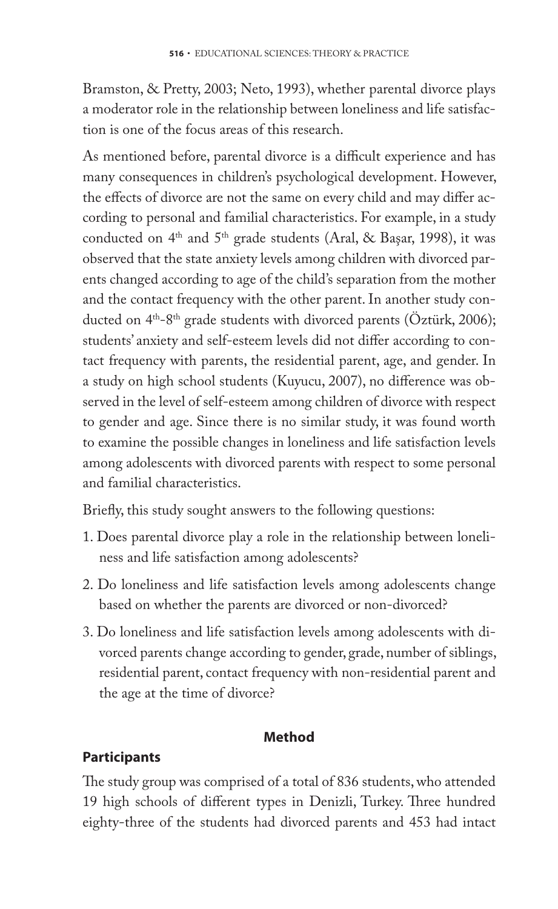Bramston, & Pretty, 2003; Neto, 1993), whether parental divorce plays a moderator role in the relationship between loneliness and life satisfaction is one of the focus areas of this research.

As mentioned before, parental divorce is a difficult experience and has many consequences in children's psychological development. However, the effects of divorce are not the same on every child and may differ according to personal and familial characteristics. For example, in a study conducted on 4th and 5th grade students (Aral, & Başar, 1998), it was observed that the state anxiety levels among children with divorced parents changed according to age of the child's separation from the mother and the contact frequency with the other parent. In another study conducted on 4th-8th grade students with divorced parents (Öztürk, 2006); students' anxiety and self-esteem levels did not differ according to contact frequency with parents, the residential parent, age, and gender. In a study on high school students (Kuyucu, 2007), no difference was observed in the level of self-esteem among children of divorce with respect to gender and age. Since there is no similar study, it was found worth to examine the possible changes in loneliness and life satisfaction levels among adolescents with divorced parents with respect to some personal and familial characteristics.

Briefly, this study sought answers to the following questions:

1. Does parental divorce play a role in the relationship between loneliness and life satisfaction among adolescents?
2. Do loneliness and life satisfaction levels among adolescents change based on whether the parents are divorced or non-divorced?
3. Do loneliness and life satisfaction levels among adolescents with divorced parents change according to gender, grade, number of siblings, residential parent, contact frequency with non-residential parent and the age at the time of divorce?

## Method

### Participants

The study group was comprised of a total of 836 students, who attended 19 high schools of different types in Denizli, Turkey. Three hundred eighty-three of the students had divorced parents and 453 had intact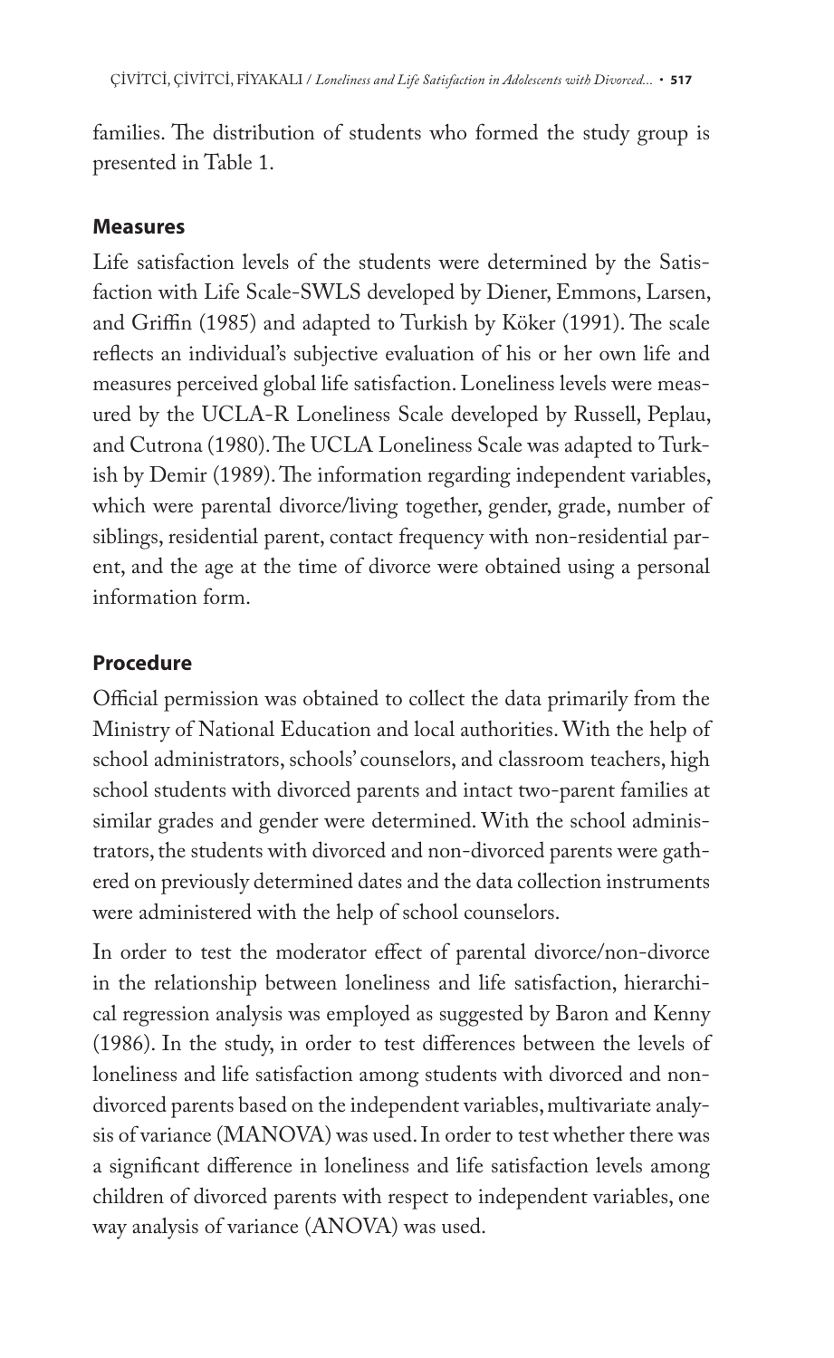families. The distribution of students who formed the study group is presented in Table 1.

## Measures

Life satisfaction levels of the students were determined by the Satisfaction with Life Scale-SWLS developed by Diener, Emmons, Larsen, and Griffin (1985) and adapted to Turkish by Köker (1991). The scale reflects an individual's subjective evaluation of his or her own life and measures perceived global life satisfaction. Loneliness levels were measured by the UCLA-R Loneliness Scale developed by Russell, Peplau, and Cutrona (1980). The UCLA Loneliness Scale was adapted to Turkish by Demir (1989). The information regarding independent variables, which were parental divorce/living together, gender, grade, number of siblings, residential parent, contact frequency with non-residential parent, and the age at the time of divorce were obtained using a personal information form.

## Procedure

Official permission was obtained to collect the data primarily from the Ministry of National Education and local authorities. With the help of school administrators, schools' counselors, and classroom teachers, high school students with divorced parents and intact two-parent families at similar grades and gender were determined. With the school administrators, the students with divorced and non-divorced parents were gathered on previously determined dates and the data collection instruments were administered with the help of school counselors.

In order to test the moderator effect of parental divorce/non-divorce in the relationship between loneliness and life satisfaction, hierarchical regression analysis was employed as suggested by Baron and Kenny (1986). In the study, in order to test differences between the levels of loneliness and life satisfaction among students with divorced and non-divorced parents based on the independent variables, multivariate analysis of variance (MANOVA) was used. In order to test whether there was a significant difference in loneliness and life satisfaction levels among children of divorced parents with respect to independent variables, one way analysis of variance (ANOVA) was used.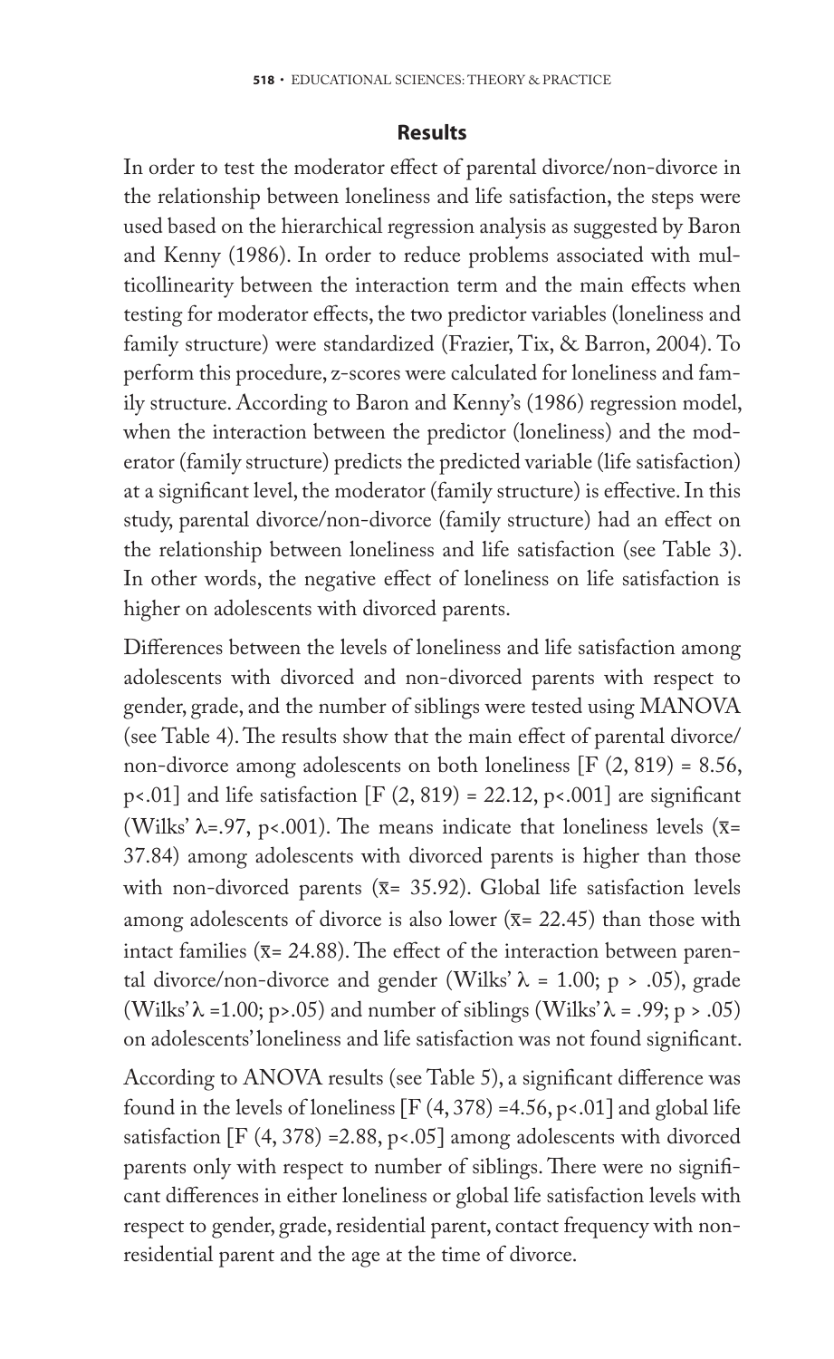## Results

In order to test the moderator effect of parental divorce/non-divorce in the relationship between loneliness and life satisfaction, the steps were used based on the hierarchical regression analysis as suggested by Baron and Kenny (1986). In order to reduce problems associated with multicollinearity between the interaction term and the main effects when testing for moderator effects, the two predictor variables (loneliness and family structure) were standardized (Frazier, Tix, & Barron, 2004). To perform this procedure, z-scores were calculated for loneliness and family structure. According to Baron and Kenny's (1986) regression model, when the interaction between the predictor (loneliness) and the moderator (family structure) predicts the predicted variable (life satisfaction) at a significant level, the moderator (family structure) is effective. In this study, parental divorce/non-divorce (family structure) had an effect on the relationship between loneliness and life satisfaction (see Table 3). In other words, the negative effect of loneliness on life satisfaction is higher on adolescents with divorced parents.

Differences between the levels of loneliness and life satisfaction among adolescents with divorced and non-divorced parents with respect to gender, grade, and the number of siblings were tested using MANOVA (see Table 4). The results show that the main effect of parental divorce/non-divorce among adolescents on both loneliness [$F(2, 819) = 8.56$, $p<.01$] and life satisfaction [$F(2, 819) = 22.12$, $p<.001$] are significant (Wilks' $\lambda=.97$, $p<.001$). The means indicate that loneliness levels ($\bar{x}=$ 37.84) among adolescents with divorced parents is higher than those with non-divorced parents ($\bar{x}=$ 35.92). Global life satisfaction levels among adolescents of divorce is also lower ($\bar{x}=$ 22.45) than those with intact families ($\bar{x}=$ 24.88). The effect of the interaction between parental divorce/non-divorce and gender (Wilks' $\lambda = 1.00$; $p > .05$), grade (Wilks' $\lambda = 1.00$; $p > .05$) and number of siblings (Wilks' $\lambda = .99$; $p > .05$) on adolescents' loneliness and life satisfaction was not found significant.

According to ANOVA results (see Table 5), a significant difference was found in the levels of loneliness [$F(4, 378) = 4.56$, $p<.01$] and global life satisfaction [$F(4, 378) = 2.88$, $p<.05$] among adolescents with divorced parents only with respect to number of siblings. There were no significant differences in either loneliness or global life satisfaction levels with respect to gender, grade, residential parent, contact frequency with non-residential parent and the age at the time of divorce.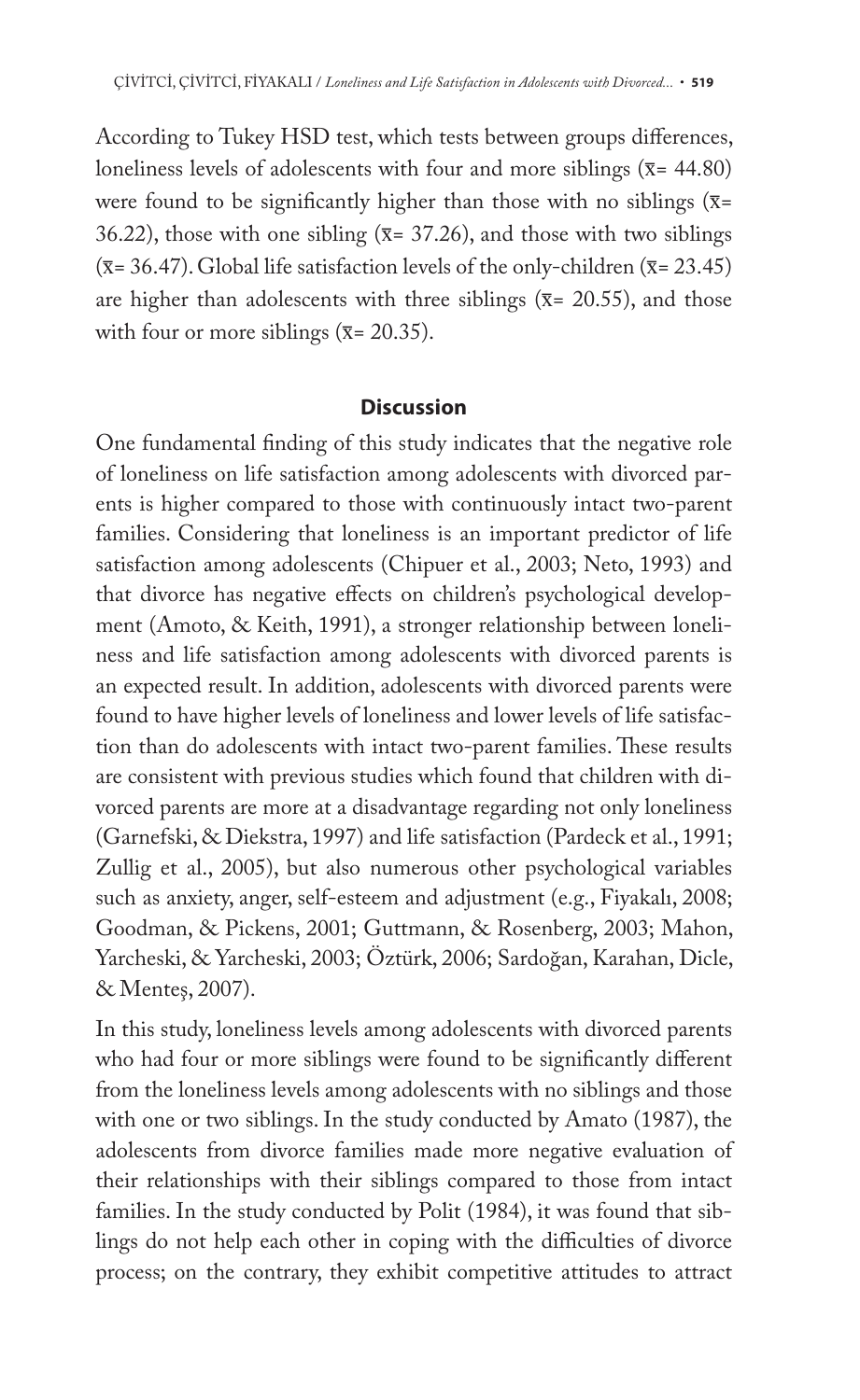According to Tukey HSD test, which tests between groups differences, loneliness levels of adolescents with four and more siblings ($\bar{x}$= 44.80) were found to be significantly higher than those with no siblings ($\bar{x}$= 36.22), those with one sibling ($\bar{x}$= 37.26), and those with two siblings ($\bar{x}$= 36.47). Global life satisfaction levels of the only-children ($\bar{x}$= 23.45) are higher than adolescents with three siblings ($\bar{x}$= 20.55), and those with four or more siblings ($\bar{x}$= 20.35).

## Discussion

One fundamental finding of this study indicates that the negative role of loneliness on life satisfaction among adolescents with divorced parents is higher compared to those with continuously intact two-parent families. Considering that loneliness is an important predictor of life satisfaction among adolescents (Chipuer et al., 2003; Neto, 1993) and that divorce has negative effects on children's psychological development (Amoto, & Keith, 1991), a stronger relationship between loneliness and life satisfaction among adolescents with divorced parents is an expected result. In addition, adolescents with divorced parents were found to have higher levels of loneliness and lower levels of life satisfaction than do adolescents with intact two-parent families. These results are consistent with previous studies which found that children with divorced parents are more at a disadvantage regarding not only loneliness (Garnefski, & Diekstra, 1997) and life satisfaction (Pardeck et al., 1991; Zullig et al., 2005), but also numerous other psychological variables such as anxiety, anger, self-esteem and adjustment (e.g., Fiyakalı, 2008; Goodman, & Pickens, 2001; Guttmann, & Rosenberg, 2003; Mahon, Yarcheski, & Yarcheski, 2003; Öztürk, 2006; Sardoğan, Karahan, Dicle, & Menteş, 2007).

In this study, loneliness levels among adolescents with divorced parents who had four or more siblings were found to be significantly different from the loneliness levels among adolescents with no siblings and those with one or two siblings. In the study conducted by Amato (1987), the adolescents from divorce families made more negative evaluation of their relationships with their siblings compared to those from intact families. In the study conducted by Polit (1984), it was found that siblings do not help each other in coping with the difficulties of divorce process; on the contrary, they exhibit competitive attitudes to attract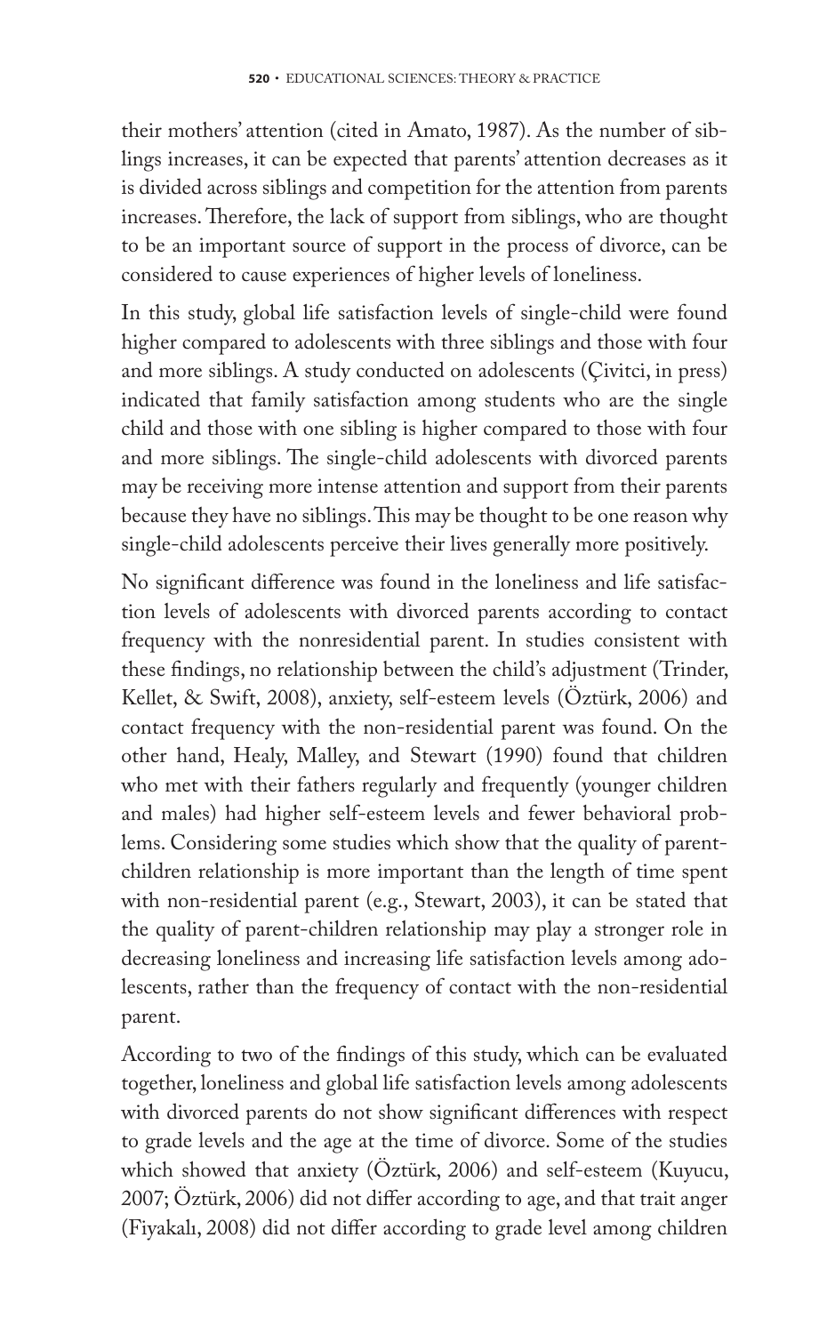their mothers' attention (cited in Amato, 1987). As the number of siblings increases, it can be expected that parents' attention decreases as it is divided across siblings and competition for the attention from parents increases. Therefore, the lack of support from siblings, who are thought to be an important source of support in the process of divorce, can be considered to cause experiences of higher levels of loneliness.

In this study, global life satisfaction levels of single-child were found higher compared to adolescents with three siblings and those with four and more siblings. A study conducted on adolescents (Çivitci, in press) indicated that family satisfaction among students who are the single child and those with one sibling is higher compared to those with four and more siblings. The single-child adolescents with divorced parents may be receiving more intense attention and support from their parents because they have no siblings. This may be thought to be one reason why single-child adolescents perceive their lives generally more positively.

No significant difference was found in the loneliness and life satisfaction levels of adolescents with divorced parents according to contact frequency with the nonresidential parent. In studies consistent with these findings, no relationship between the child's adjustment (Trinder, Kellet, & Swift, 2008), anxiety, self-esteem levels (Öztürk, 2006) and contact frequency with the non-residential parent was found. On the other hand, Healy, Malley, and Stewart (1990) found that children who met with their fathers regularly and frequently (younger children and males) had higher self-esteem levels and fewer behavioral problems. Considering some studies which show that the quality of parent-children relationship is more important than the length of time spent with non-residential parent (e.g., Stewart, 2003), it can be stated that the quality of parent-children relationship may play a stronger role in decreasing loneliness and increasing life satisfaction levels among adolescents, rather than the frequency of contact with the non-residential parent.

According to two of the findings of this study, which can be evaluated together, loneliness and global life satisfaction levels among adolescents with divorced parents do not show significant differences with respect to grade levels and the age at the time of divorce. Some of the studies which showed that anxiety (Öztürk, 2006) and self-esteem (Kuyucu, 2007; Öztürk, 2006) did not differ according to age, and that trait anger (Fiyakalı, 2008) did not differ according to grade level among children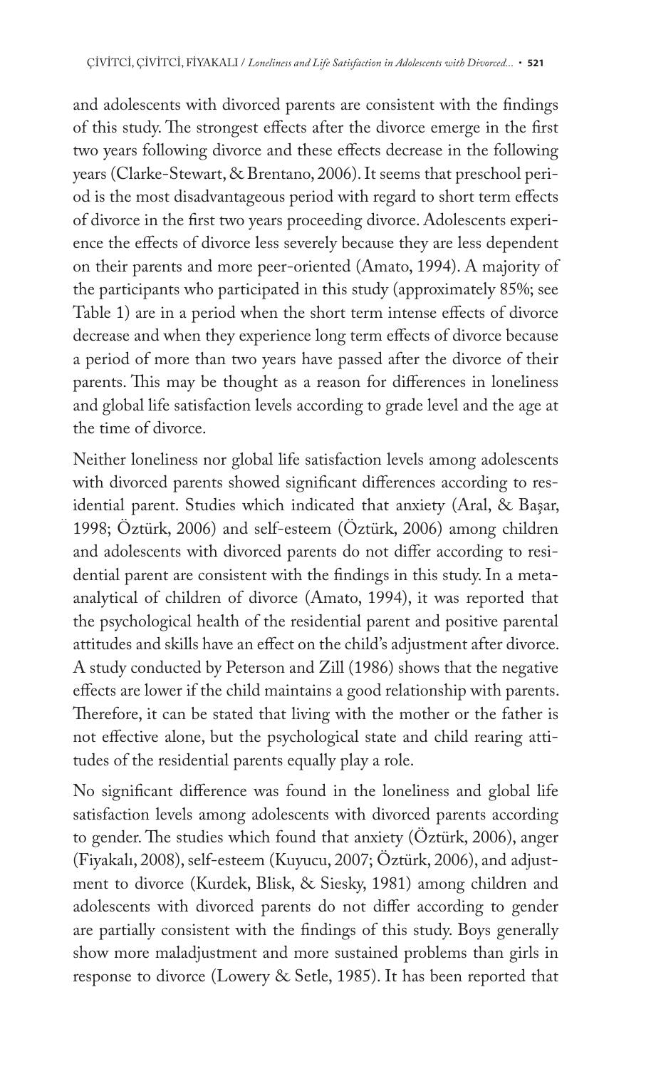and adolescents with divorced parents are consistent with the findings of this study. The strongest effects after the divorce emerge in the first two years following divorce and these effects decrease in the following years (Clarke-Stewart, & Brentano, 2006). It seems that preschool period is the most disadvantageous period with regard to short term effects of divorce in the first two years proceeding divorce. Adolescents experience the effects of divorce less severely because they are less dependent on their parents and more peer-oriented (Amato, 1994). A majority of the participants who participated in this study (approximately 85%; see Table 1) are in a period when the short term intense effects of divorce decrease and when they experience long term effects of divorce because a period of more than two years have passed after the divorce of their parents. This may be thought as a reason for differences in loneliness and global life satisfaction levels according to grade level and the age at the time of divorce.

Neither loneliness nor global life satisfaction levels among adolescents with divorced parents showed significant differences according to residential parent. Studies which indicated that anxiety (Aral, & Başar, 1998; Öztürk, 2006) and self-esteem (Öztürk, 2006) among children and adolescents with divorced parents do not differ according to residential parent are consistent with the findings in this study. In a meta-analytical of children of divorce (Amato, 1994), it was reported that the psychological health of the residential parent and positive parental attitudes and skills have an effect on the child's adjustment after divorce. A study conducted by Peterson and Zill (1986) shows that the negative effects are lower if the child maintains a good relationship with parents. Therefore, it can be stated that living with the mother or the father is not effective alone, but the psychological state and child rearing attitudes of the residential parents equally play a role.

No significant difference was found in the loneliness and global life satisfaction levels among adolescents with divorced parents according to gender. The studies which found that anxiety (Öztürk, 2006), anger (Fiyakalı, 2008), self-esteem (Kuyucu, 2007; Öztürk, 2006), and adjustment to divorce (Kurdek, Blisk, & Siesky, 1981) among children and adolescents with divorced parents do not differ according to gender are partially consistent with the findings of this study. Boys generally show more maladjustment and more sustained problems than girls in response to divorce (Lowery & Setle, 1985). It has been reported that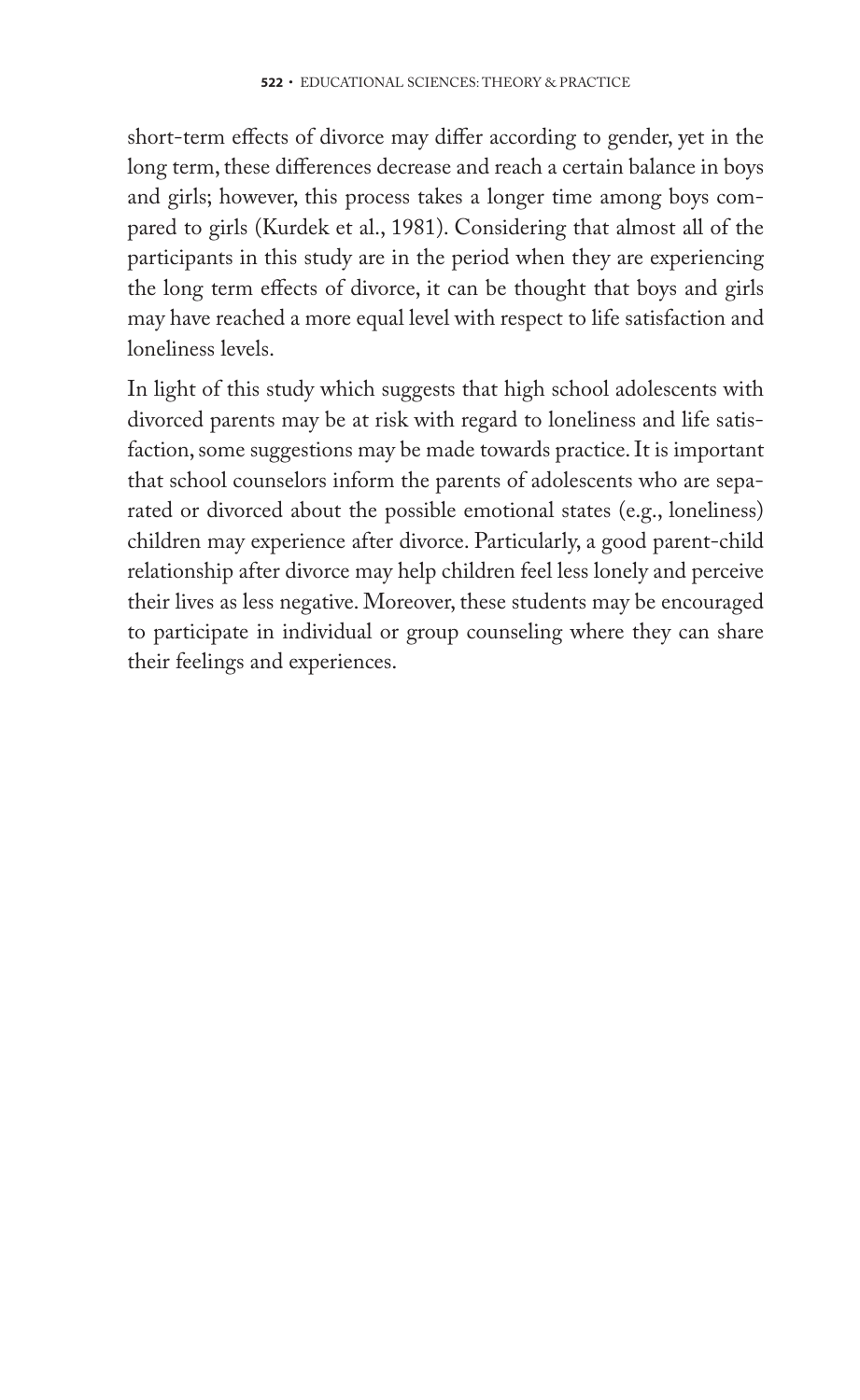short-term effects of divorce may differ according to gender, yet in the long term, these differences decrease and reach a certain balance in boys and girls; however, this process takes a longer time among boys compared to girls (Kurdek et al., 1981). Considering that almost all of the participants in this study are in the period when they are experiencing the long term effects of divorce, it can be thought that boys and girls may have reached a more equal level with respect to life satisfaction and loneliness levels.

In light of this study which suggests that high school adolescents with divorced parents may be at risk with regard to loneliness and life satisfaction, some suggestions may be made towards practice. It is important that school counselors inform the parents of adolescents who are separated or divorced about the possible emotional states (e.g., loneliness) children may experience after divorce. Particularly, a good parent-child relationship after divorce may help children feel less lonely and perceive their lives as less negative. Moreover, these students may be encouraged to participate in individual or group counseling where they can share their feelings and experiences.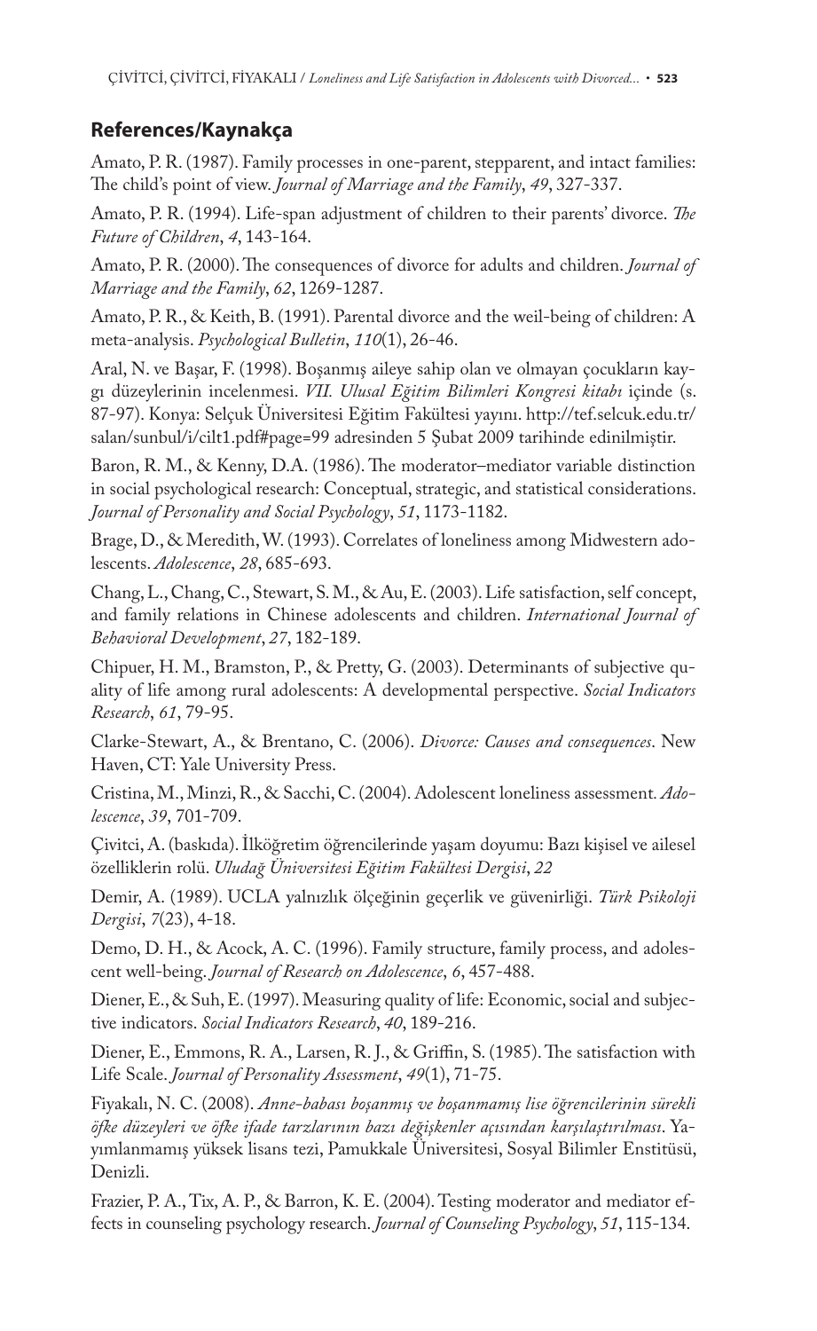## References/Kaynakça

Amato, P. R. (1987). Family processes in one-parent, stepparent, and intact families: The child's point of view. *Journal of Marriage and the Family*, *49*, 327-337.

Amato, P. R. (1994). Life-span adjustment of children to their parents' divorce. *The Future of Children*, *4*, 143-164.

Amato, P. R. (2000). The consequences of divorce for adults and children. *Journal of Marriage and the Family*, *62*, 1269-1287.

Amato, P. R., & Keith, B. (1991). Parental divorce and the weil-being of children: A meta-analysis. *Psychological Bulletin*, *110*(1), 26-46.

Aral, N. ve Başar, F. (1998). Boşanmış aileye sahip olan ve olmayan çocukların kaygı düzeylerinin incelenmesi. *VII. Ulusal Eğitim Bilimleri Kongresi kitabı* içinde (s. 87-97). Konya: Selçuk Üniversitesi Eğitim Fakültesi yayını. http://tef.selcuk.edu.tr/salan/sunbul/i/cilt1.pdf#page=99 adresinden 5 Şubat 2009 tarihinde edinilmiştir.

Baron, R. M., & Kenny, D.A. (1986). The moderator–mediator variable distinction in social psychological research: Conceptual, strategic, and statistical considerations. *Journal of Personality and Social Psychology*, *51*, 1173-1182.

Brage, D., & Meredith, W. (1993). Correlates of loneliness among Midwestern adolescents. *Adolescence*, *28*, 685-693.

Chang, L., Chang, C., Stewart, S. M., & Au, E. (2003). Life satisfaction, self concept, and family relations in Chinese adolescents and children. *International Journal of Behavioral Development*, *27*, 182-189.

Chipuer, H. M., Bramston, P., & Pretty, G. (2003). Determinants of subjective quality of life among rural adolescents: A developmental perspective. *Social Indicators Research*, *61*, 79-95.

Clarke-Stewart, A., & Brentano, C. (2006). *Divorce: Causes and consequences*. New Haven, CT: Yale University Press.

Cristina, M., Minzi, R., & Sacchi, C. (2004). Adolescent loneliness assessment. *Adolescence*, *39*, 701-709.

Çivitci, A. (baskıda). İlköğretim öğrencilerinde yaşam doyumu: Bazı kişisel ve ailesel özelliklerin rolü. *Uludağ Üniversitesi Eğitim Fakültesi Dergisi*, *22*

Demir, A. (1989). UCLA yalnızlık ölçeğinin geçerlik ve güvenirliği. *Türk Psikoloji Dergisi*, *7*(23), 4-18.

Demo, D. H., & Acock, A. C. (1996). Family structure, family process, and adolescent well-being. *Journal of Research on Adolescence*, *6*, 457-488.

Diener, E., & Suh, E. (1997). Measuring quality of life: Economic, social and subjective indicators. *Social Indicators Research*, *40*, 189-216.

Diener, E., Emmons, R. A., Larsen, R. J., & Griffin, S. (1985). The satisfaction with Life Scale. *Journal of Personality Assessment*, *49*(1), 71-75.

Fiyakalı, N. C. (2008). *Anne-babası boşanmış ve boşanmamış lise öğrencilerinin sürekli öfke düzeyleri ve öfke ifade tarzlarının bazı değişkenler açısından karşılaştırılması*. Yayımlanmamış yüksek lisans tezi, Pamukkale Üniversitesi, Sosyal Bilimler Enstitüsü, Denizli.

Frazier, P. A., Tix, A. P., & Barron, K. E. (2004). Testing moderator and mediator effects in counseling psychology research. *Journal of Counseling Psychology*, *51*, 115-134.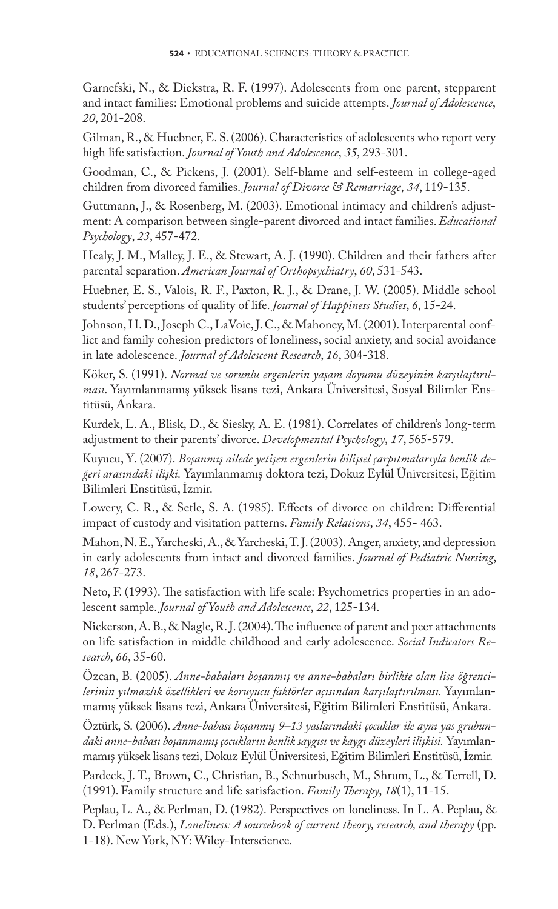Garnefski, N., & Diekstra, R. F. (1997). Adolescents from one parent, stepparent and intact families: Emotional problems and suicide attempts. *Journal of Adolescence*, *20*, 201-208.

Gilman, R., & Huebner, E. S. (2006). Characteristics of adolescents who report very high life satisfaction. *Journal of Youth and Adolescence*, *35*, 293-301.

Goodman, C., & Pickens, J. (2001). Self-blame and self-esteem in college-aged children from divorced families. *Journal of Divorce & Remarriage*, *34*, 119-135.

Guttmann, J., & Rosenberg, M. (2003). Emotional intimacy and children's adjustment: A comparison between single-parent divorced and intact families. *Educational Psychology*, *23*, 457-472.

Healy, J. M., Malley, J. E., & Stewart, A. J. (1990). Children and their fathers after parental separation. *American Journal of Orthopsychiatry*, *60*, 531-543.

Huebner, E. S., Valois, R. F., Paxton, R. J., & Drane, J. W. (2005). Middle school students' perceptions of quality of life. *Journal of Happiness Studies*, *6*, 15-24.

Johnson, H. D., Joseph C., LaVoie, J. C., & Mahoney, M. (2001). Interparental conflict and family cohesion predictors of loneliness, social anxiety, and social avoidance in late adolescence. *Journal of Adolescent Research*, *16*, 304-318.

Köker, S. (1991). *Normal ve sorunlu ergenlerin yaşam doyumu düzeyinin karşılaştırılması*. Yayımlanmamış yüksek lisans tezi, Ankara Üniversitesi, Sosyal Bilimler Enstitüsü, Ankara.

Kurdek, L. A., Blisk, D., & Siesky, A. E. (1981). Correlates of children's long-term adjustment to their parents' divorce. *Developmental Psychology*, *17*, 565-579.

Kuyucu, Y. (2007). *Boşanmış ailede yetişen ergenlerin bilişsel çarpıtmalarıyla benlik değeri arasındaki ilişki.* Yayımlanmamış doktora tezi, Dokuz Eylül Üniversitesi, Eğitim Bilimleri Enstitüsü, İzmir.

Lowery, C. R., & Setle, S. A. (1985). Effects of divorce on children: Differential impact of custody and visitation patterns. *Family Relations*, *34*, 455- 463.

Mahon, N. E., Yarcheski, A., & Yarcheski, T. J. (2003). Anger, anxiety, and depression in early adolescents from intact and divorced families. *Journal of Pediatric Nursing*, *18*, 267-273.

Neto, F. (1993). The satisfaction with life scale: Psychometrics properties in an adolescent sample. *Journal of Youth and Adolescence*, *22*, 125-134.

Nickerson, A. B., & Nagle, R. J. (2004). The influence of parent and peer attachments on life satisfaction in middle childhood and early adolescence. *Social Indicators Research*, *66*, 35-60.

Özcan, B. (2005). *Anne-babaları boşanmış ve anne-babaları birlikte olan lise öğrencilerinin yılmazlık özellikleri ve koruyucu faktörler açısından karşılaştırılması.* Yayımlanmamış yüksek lisans tezi, Ankara Üniversitesi, Eğitim Bilimleri Enstitüsü, Ankara.

Öztürk, S. (2006). *Anne-babası boşanmış 9–13 yaslarındaki çocuklar ile aynı yas grubundaki anne-babası boşanmamış çocukların benlik saygısı ve kaygı düzeyleri ilişkisi.* Yayımlanmamış yüksek lisans tezi, Dokuz Eylül Üniversitesi, Eğitim Bilimleri Enstitüsü, İzmir.

Pardeck, J. T., Brown, C., Christian, B., Schnurbusch, M., Shrum, L., & Terrell, D. (1991). Family structure and life satisfaction. *Family Therapy*, *18*(1), 11-15.

Peplau, L. A., & Perlman, D. (1982). Perspectives on loneliness. In L. A. Peplau, & D. Perlman (Eds.), *Loneliness: A sourcebook of current theory, research, and therapy* (pp. 1-18). New York, NY: Wiley-Interscience.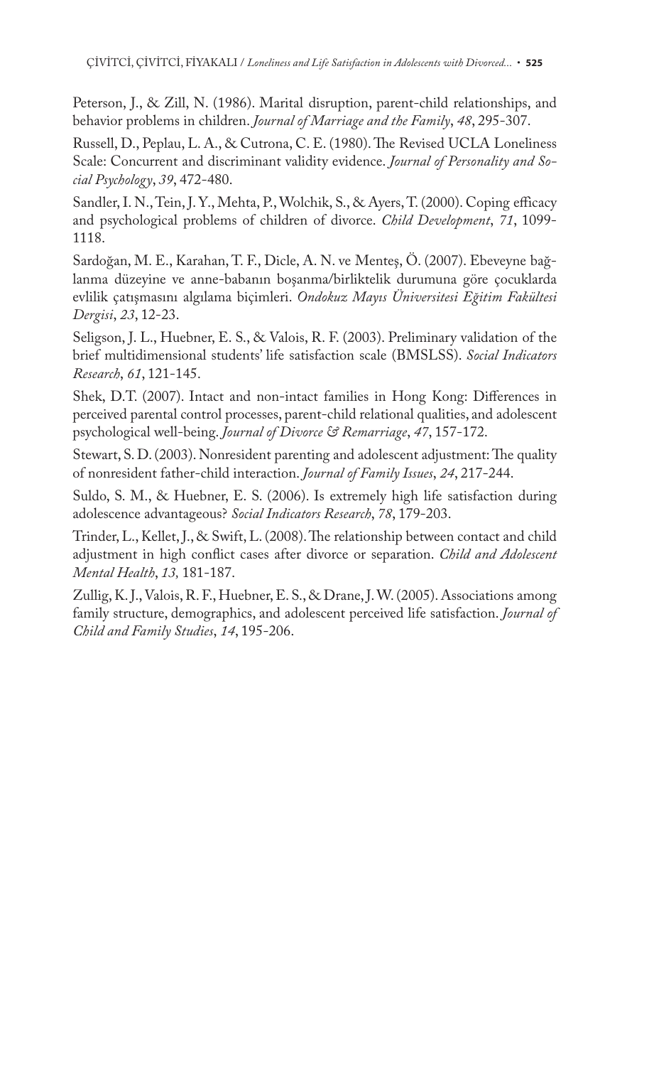Peterson, J., & Zill, N. (1986). Marital disruption, parent-child relationships, and behavior problems in children. *Journal of Marriage and the Family*, *48*, 295-307.

Russell, D., Peplau, L. A., & Cutrona, C. E. (1980). The Revised UCLA Loneliness Scale: Concurrent and discriminant validity evidence. *Journal of Personality and Social Psychology*, *39*, 472-480.

Sandler, I. N., Tein, J. Y., Mehta, P., Wolchik, S., & Ayers, T. (2000). Coping efficacy and psychological problems of children of divorce. *Child Development*, *71*, 1099-1118.

Sardoğan, M. E., Karahan, T. F., Dicle, A. N. ve Menteş, Ö. (2007). Ebeveyne bağlanma düzeyine ve anne-babanın boşanma/birliktelik durumuna göre çocuklarda evlilik çatışmasını algılama biçimleri. *Ondokuz Mayıs Üniversitesi Eğitim Fakültesi Dergisi*, *23*, 12-23.

Seligson, J. L., Huebner, E. S., & Valois, R. F. (2003). Preliminary validation of the brief multidimensional students' life satisfaction scale (BMSLSS). *Social Indicators Research*, *61*, 121-145.

Shek, D.T. (2007). Intact and non-intact families in Hong Kong: Differences in perceived parental control processes, parent-child relational qualities, and adolescent psychological well-being. *Journal of Divorce & Remarriage*, *47*, 157-172.

Stewart, S. D. (2003). Nonresident parenting and adolescent adjustment: The quality of nonresident father-child interaction. *Journal of Family Issues*, *24*, 217-244.

Suldo, S. M., & Huebner, E. S. (2006). Is extremely high life satisfaction during adolescence advantageous? *Social Indicators Research*, *78*, 179-203.

Trinder, L., Kellet, J., & Swift, L. (2008). The relationship between contact and child adjustment in high conflict cases after divorce or separation. *Child and Adolescent Mental Health*, *13,* 181-187.

Zullig, K. J., Valois, R. F., Huebner, E. S., & Drane, J. W. (2005). Associations among family structure, demographics, and adolescent perceived life satisfaction. *Journal of Child and Family Studies*, *14*, 195-206.